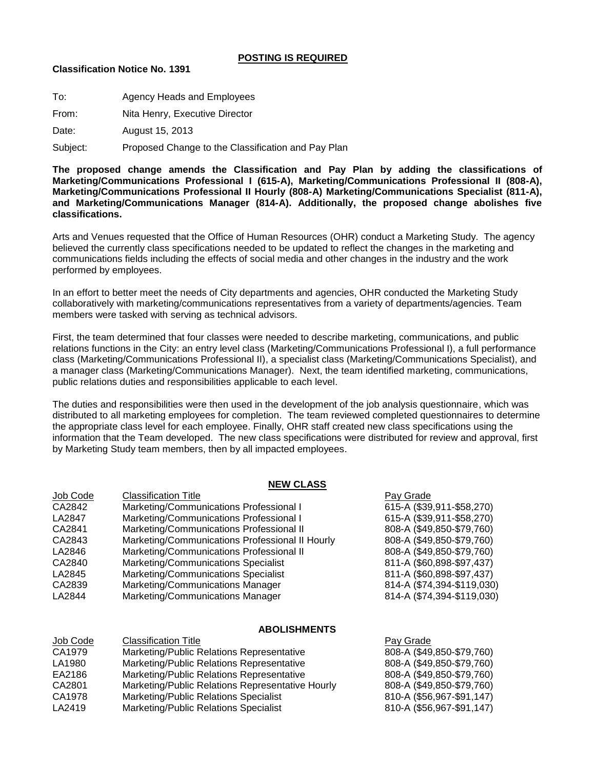**POSTING IS REQUIRED**

**Classification Notice No. 1391**

To: Agency Heads and Employees

From: Nita Henry, Executive Director

Date: August 15, 2013

Subject: Proposed Change to the Classification and Pay Plan

**The proposed change amends the Classification and Pay Plan by adding the classifications of Marketing/Communications Professional I (615-A), Marketing/Communications Professional II (808-A), Marketing/Communications Professional II Hourly (808-A) Marketing/Communications Specialist (811-A), and Marketing/Communications Manager (814-A). Additionally, the proposed change abolishes five classifications.**

Arts and Venues requested that the Office of Human Resources (OHR) conduct a Marketing Study. The agency believed the currently class specifications needed to be updated to reflect the changes in the marketing and communications fields including the effects of social media and other changes in the industry and the work performed by employees.

In an effort to better meet the needs of City departments and agencies, OHR conducted the Marketing Study collaboratively with marketing/communications representatives from a variety of departments/agencies. Team members were tasked with serving as technical advisors.

First, the team determined that four classes were needed to describe marketing, communications, and public relations functions in the City: an entry level class (Marketing/Communications Professional I), a full performance class (Marketing/Communications Professional II), a specialist class (Marketing/Communications Specialist), and a manager class (Marketing/Communications Manager). Next, the team identified marketing, communications, public relations duties and responsibilities applicable to each level.

The duties and responsibilities were then used in the development of the job analysis questionnaire, which was distributed to all marketing employees for completion. The team reviewed completed questionnaires to determine the appropriate class level for each employee. Finally, OHR staff created new class specifications using the information that the Team developed. The new class specifications were distributed for review and approval, first by Marketing Study team members, then by all impacted employees.

**NEW CLASS**

| Job Code | Classification Title | Pay Grade |
|---|---|---|
| CA2842 | Marketing/Communications Professional I | 615-A ($39,911-$58,270) |
| LA2847 | Marketing/Communications Professional I | 615-A ($39,911-$58,270) |
| CA2841 | Marketing/Communications Professional II | 808-A ($49,850-$79,760) |
| CA2843 | Marketing/Communications Professional II Hourly | 808-A ($49,850-$79,760) |
| LA2846 | Marketing/Communications Professional II | 808-A ($49,850-$79,760) |
| CA2840 | Marketing/Communications Specialist | 811-A ($60,898-$97,437) |
| LA2845 | Marketing/Communications Specialist | 811-A ($60,898-$97,437) |
| CA2839 | Marketing/Communications Manager | 814-A ($74,394-$119,030) |
| LA2844 | Marketing/Communications Manager | 814-A ($74,394-$119,030) |

**ABOLISHMENTS**

| Job Code | Classification Title | Pay Grade |
|---|---|---|
| CA1979 | Marketing/Public Relations Representative | 808-A ($49,850-$79,760) |
| LA1980 | Marketing/Public Relations Representative | 808-A ($49,850-$79,760) |
| EA2186 | Marketing/Public Relations Representative | 808-A ($49,850-$79,760) |
| CA2801 | Marketing/Public Relations Representative Hourly | 808-A ($49,850-$79,760) |
| CA1978 | Marketing/Public Relations Specialist | 810-A ($56,967-$91,147) |
| LA2419 | Marketing/Public Relations Specialist | 810-A ($56,967-$91,147) |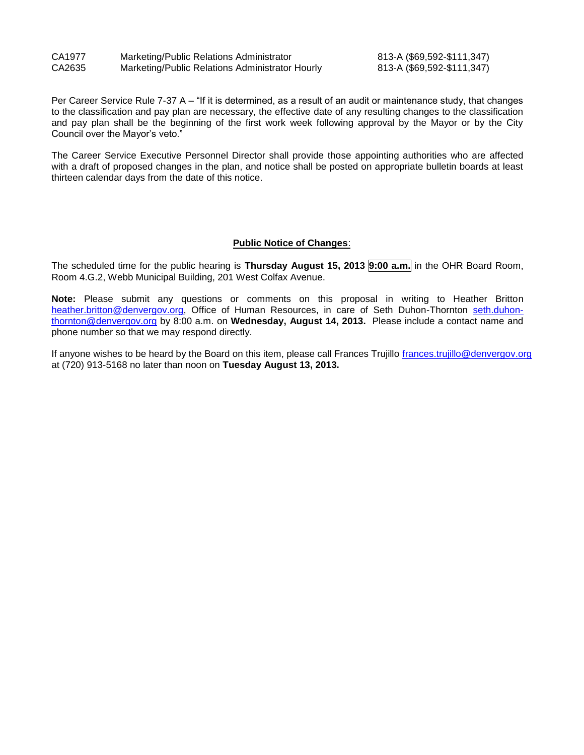| | | |
|---|---|---|
| CA1977 | Marketing/Public Relations Administrator | 813-A ($69,592-$111,347) |
| CA2635 | Marketing/Public Relations Administrator Hourly | 813-A ($69,592-$111,347) |

Per Career Service Rule 7-37 A – "If it is determined, as a result of an audit or maintenance study, that changes to the classification and pay plan are necessary, the effective date of any resulting changes to the classification and pay plan shall be the beginning of the first work week following approval by the Mayor or by the City Council over the Mayor's veto."

The Career Service Executive Personnel Director shall provide those appointing authorities who are affected with a draft of proposed changes in the plan, and notice shall be posted on appropriate bulletin boards at least thirteen calendar days from the date of this notice.

**Public Notice of Changes**:

The scheduled time for the public hearing is **Thursday August 15, 2013 9:00 a.m.** in the OHR Board Room, Room 4.G.2, Webb Municipal Building, 201 West Colfax Avenue.

**Note:** Please submit any questions or comments on this proposal in writing to Heather Britton heather.britton@denvergov.org, Office of Human Resources, in care of Seth Duhon-Thornton seth.duhon-thornton@denvergov.org by 8:00 a.m. on **Wednesday, August 14, 2013.** Please include a contact name and phone number so that we may respond directly.

If anyone wishes to be heard by the Board on this item, please call Frances Trujillo frances.trujillo@denvergov.org at (720) 913-5168 no later than noon on **Tuesday August 13, 2013.**